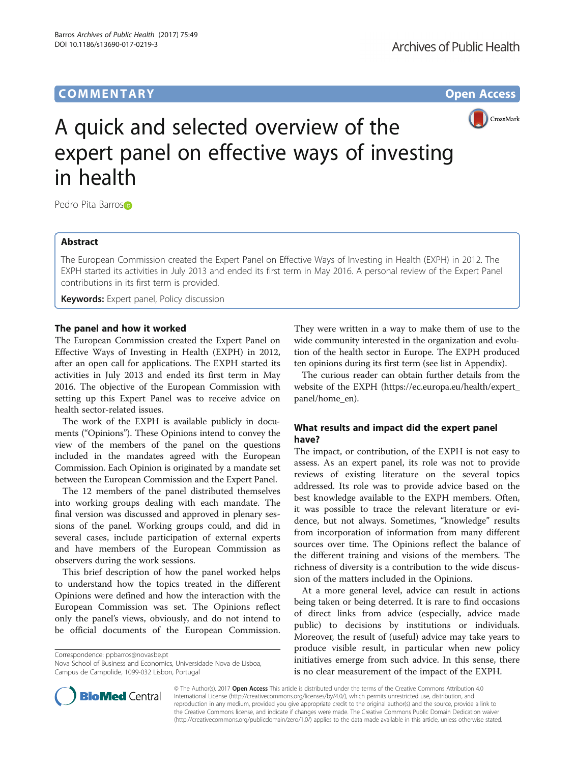COMMENTARY

Open Access

# A quick and selected overview of the expert panel on effective ways of investing in health

Pedro Pita Barros

## Abstract

The European Commission created the Expert Panel on Effective Ways of Investing in Health (EXPH) in 2012. The EXPH started its activities in July 2013 and ended its first term in May 2016. A personal review of the Expert Panel contributions in its first term is provided.

**Keywords:** Expert panel, Policy discussion

## The panel and how it worked

The European Commission created the Expert Panel on Effective Ways of Investing in Health (EXPH) in 2012, after an open call for applications. The EXPH started its activities in July 2013 and ended its first term in May 2016. The objective of the European Commission with setting up this Expert Panel was to receive advice on health sector-related issues.

The work of the EXPH is available publicly in documents ("Opinions"). These Opinions intend to convey the view of the members of the panel on the questions included in the mandates agreed with the European Commission. Each Opinion is originated by a mandate set between the European Commission and the Expert Panel.

The 12 members of the panel distributed themselves into working groups dealing with each mandate. The final version was discussed and approved in plenary sessions of the panel. Working groups could, and did in several cases, include participation of external experts and have members of the European Commission as observers during the work sessions.

This brief description of how the panel worked helps to understand how the topics treated in the different Opinions were defined and how the interaction with the European Commission was set. The Opinions reflect only the panel's views, obviously, and do not intend to be official documents of the European Commission. They were written in a way to make them of use to the wide community interested in the organization and evolution of the health sector in Europe. The EXPH produced ten opinions during its first term (see list in Appendix).

The curious reader can obtain further details from the website of the EXPH (https://ec.europa.eu/health/expert_panel/home_en).

## What results and impact did the expert panel have?

The impact, or contribution, of the EXPH is not easy to assess. As an expert panel, its role was not to provide reviews of existing literature on the several topics addressed. Its role was to provide advice based on the best knowledge available to the EXPH members. Often, it was possible to trace the relevant literature or evidence, but not always. Sometimes, "knowledge" results from incorporation of information from many different sources over time. The Opinions reflect the balance of the different training and visions of the members. The richness of diversity is a contribution to the wide discussion of the matters included in the Opinions.

At a more general level, advice can result in actions being taken or being deterred. It is rare to find occasions of direct links from advice (especially, advice made public) to decisions by institutions or individuals. Moreover, the result of (useful) advice may take years to produce visible result, in particular when new policy initiatives emerge from such advice. In this sense, there is no clear measurement of the impact of the EXPH.

Correspondence: ppbarros@novasbe.pt
Nova School of Business and Economics, Universidade Nova de Lisboa, Campus de Campolide, 1099-032 Lisbon, Portugal

© The Author(s). 2017 **Open Access** This article is distributed under the terms of the Creative Commons Attribution 4.0 International License (http://creativecommons.org/licenses/by/4.0/), which permits unrestricted use, distribution, and reproduction in any medium, provided you give appropriate credit to the original author(s) and the source, provide a link to the Creative Commons license, and indicate if changes were made. The Creative Commons Public Domain Dedication waiver (http://creativecommons.org/publicdomain/zero/1.0/) applies to the data made available in this article, unless otherwise stated.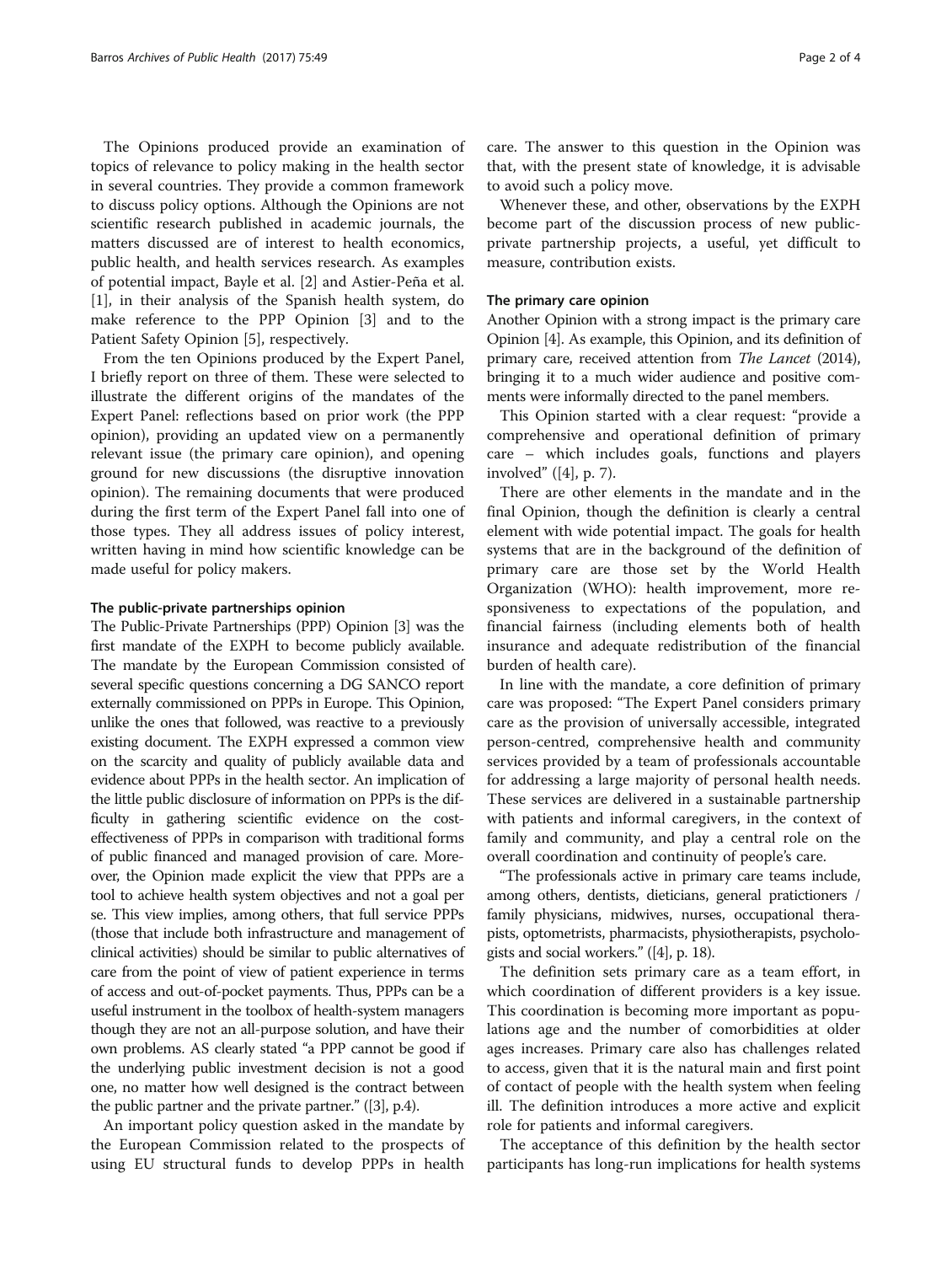The Opinions produced provide an examination of topics of relevance to policy making in the health sector in several countries. They provide a common framework to discuss policy options. Although the Opinions are not scientific research published in academic journals, the matters discussed are of interest to health economics, public health, and health services research. As examples of potential impact, Bayle et al. [2] and Astier-Peña et al. [1], in their analysis of the Spanish health system, do make reference to the PPP Opinion [3] and to the Patient Safety Opinion [5], respectively.

From the ten Opinions produced by the Expert Panel, I briefly report on three of them. These were selected to illustrate the different origins of the mandates of the Expert Panel: reflections based on prior work (the PPP opinion), providing an updated view on a permanently relevant issue (the primary care opinion), and opening ground for new discussions (the disruptive innovation opinion). The remaining documents that were produced during the first term of the Expert Panel fall into one of those types. They all address issues of policy interest, written having in mind how scientific knowledge can be made useful for policy makers.

#### The public-private partnerships opinion

The Public-Private Partnerships (PPP) Opinion [3] was the first mandate of the EXPH to become publicly available. The mandate by the European Commission consisted of several specific questions concerning a DG SANCO report externally commissioned on PPPs in Europe. This Opinion, unlike the ones that followed, was reactive to a previously existing document. The EXPH expressed a common view on the scarcity and quality of publicly available data and evidence about PPPs in the health sector. An implication of the little public disclosure of information on PPPs is the difficulty in gathering scientific evidence on the cost-effectiveness of PPPs in comparison with traditional forms of public financed and managed provision of care. Moreover, the Opinion made explicit the view that PPPs are a tool to achieve health system objectives and not a goal per se. This view implies, among others, that full service PPPs (those that include both infrastructure and management of clinical activities) should be similar to public alternatives of care from the point of view of patient experience in terms of access and out-of-pocket payments. Thus, PPPs can be a useful instrument in the toolbox of health-system managers though they are not an all-purpose solution, and have their own problems. AS clearly stated "a PPP cannot be good if the underlying public investment decision is not a good one, no matter how well designed is the contract between the public partner and the private partner." ([3], p.4).

An important policy question asked in the mandate by the European Commission related to the prospects of using EU structural funds to develop PPPs in health care. The answer to this question in the Opinion was that, with the present state of knowledge, it is advisable to avoid such a policy move.

Whenever these, and other, observations by the EXPH become part of the discussion process of new public-private partnership projects, a useful, yet difficult to measure, contribution exists.

#### The primary care opinion

Another Opinion with a strong impact is the primary care Opinion [4]. As example, this Opinion, and its definition of primary care, received attention from *The Lancet* (2014), bringing it to a much wider audience and positive comments were informally directed to the panel members.

This Opinion started with a clear request: "provide a comprehensive and operational definition of primary care – which includes goals, functions and players involved" ([4], p. 7).

There are other elements in the mandate and in the final Opinion, though the definition is clearly a central element with wide potential impact. The goals for health systems that are in the background of the definition of primary care are those set by the World Health Organization (WHO): health improvement, more responsiveness to expectations of the population, and financial fairness (including elements both of health insurance and adequate redistribution of the financial burden of health care).

In line with the mandate, a core definition of primary care was proposed: "The Expert Panel considers primary care as the provision of universally accessible, integrated person-centred, comprehensive health and community services provided by a team of professionals accountable for addressing a large majority of personal health needs. These services are delivered in a sustainable partnership with patients and informal caregivers, in the context of family and community, and play a central role on the overall coordination and continuity of people's care.

"The professionals active in primary care teams include, among others, dentists, dieticians, general practitioners / family physicians, midwives, nurses, occupational therapists, optometrists, pharmacists, physiotherapists, psychologists and social workers." ([4], p. 18).

The definition sets primary care as a team effort, in which coordination of different providers is a key issue. This coordination is becoming more important as populations age and the number of comorbidities at older ages increases. Primary care also has challenges related to access, given that it is the natural main and first point of contact of people with the health system when feeling ill. The definition introduces a more active and explicit role for patients and informal caregivers.

The acceptance of this definition by the health sector participants has long-run implications for health systems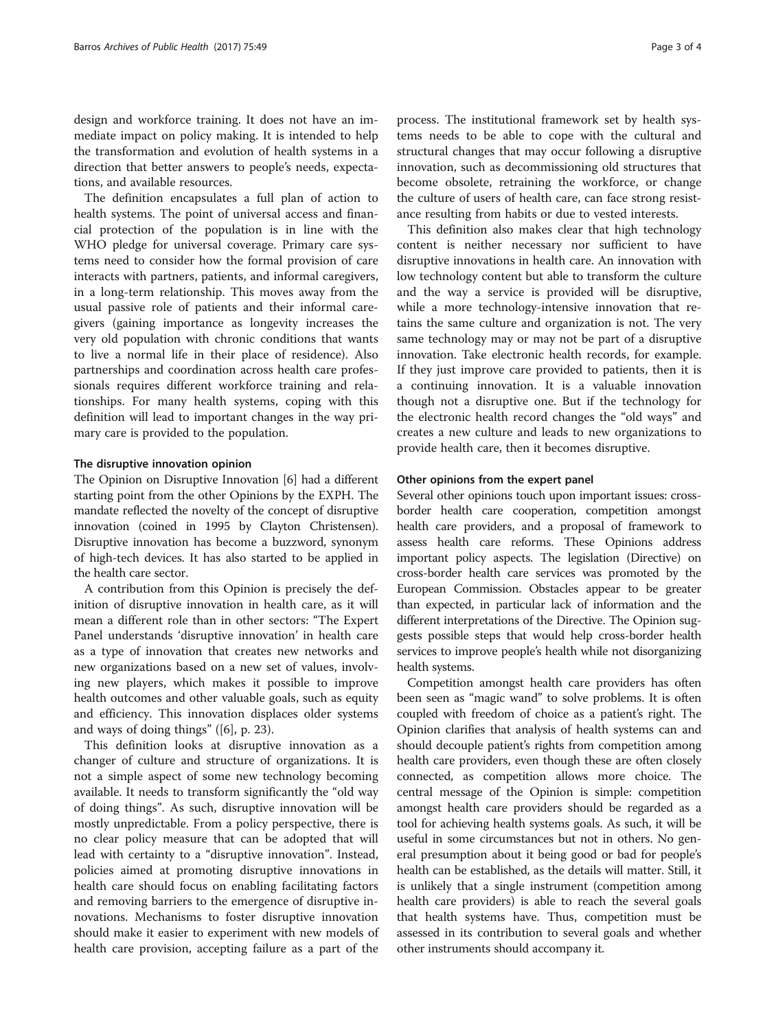design and workforce training. It does not have an immediate impact on policy making. It is intended to help the transformation and evolution of health systems in a direction that better answers to people's needs, expectations, and available resources.

The definition encapsulates a full plan of action to health systems. The point of universal access and financial protection of the population is in line with the WHO pledge for universal coverage. Primary care systems need to consider how the formal provision of care interacts with partners, patients, and informal caregivers, in a long-term relationship. This moves away from the usual passive role of patients and their informal caregivers (gaining importance as longevity increases the very old population with chronic conditions that wants to live a normal life in their place of residence). Also partnerships and coordination across health care professionals requires different workforce training and relationships. For many health systems, coping with this definition will lead to important changes in the way primary care is provided to the population.

#### The disruptive innovation opinion

The Opinion on Disruptive Innovation [6] had a different starting point from the other Opinions by the EXPH. The mandate reflected the novelty of the concept of disruptive innovation (coined in 1995 by Clayton Christensen). Disruptive innovation has become a buzzword, synonym of high-tech devices. It has also started to be applied in the health care sector.

A contribution from this Opinion is precisely the definition of disruptive innovation in health care, as it will mean a different role than in other sectors: "The Expert Panel understands 'disruptive innovation' in health care as a type of innovation that creates new networks and new organizations based on a new set of values, involving new players, which makes it possible to improve health outcomes and other valuable goals, such as equity and efficiency. This innovation displaces older systems and ways of doing things" ([6], p. 23).

This definition looks at disruptive innovation as a changer of culture and structure of organizations. It is not a simple aspect of some new technology becoming available. It needs to transform significantly the "old way of doing things". As such, disruptive innovation will be mostly unpredictable. From a policy perspective, there is no clear policy measure that can be adopted that will lead with certainty to a "disruptive innovation". Instead, policies aimed at promoting disruptive innovations in health care should focus on enabling facilitating factors and removing barriers to the emergence of disruptive innovations. Mechanisms to foster disruptive innovation should make it easier to experiment with new models of health care provision, accepting failure as a part of the process. The institutional framework set by health systems needs to be able to cope with the cultural and structural changes that may occur following a disruptive innovation, such as decommissioning old structures that become obsolete, retraining the workforce, or change the culture of users of health care, can face strong resistance resulting from habits or due to vested interests.

This definition also makes clear that high technology content is neither necessary nor sufficient to have disruptive innovations in health care. An innovation with low technology content but able to transform the culture and the way a service is provided will be disruptive, while a more technology-intensive innovation that retains the same culture and organization is not. The very same technology may or may not be part of a disruptive innovation. Take electronic health records, for example. If they just improve care provided to patients, then it is a continuing innovation. It is a valuable innovation though not a disruptive one. But if the technology for the electronic health record changes the "old ways" and creates a new culture and leads to new organizations to provide health care, then it becomes disruptive.

#### Other opinions from the expert panel

Several other opinions touch upon important issues: cross-border health care cooperation, competition amongst health care providers, and a proposal of framework to assess health care reforms. These Opinions address important policy aspects. The legislation (Directive) on cross-border health care services was promoted by the European Commission. Obstacles appear to be greater than expected, in particular lack of information and the different interpretations of the Directive. The Opinion suggests possible steps that would help cross-border health services to improve people's health while not disorganizing health systems.

Competition amongst health care providers has often been seen as "magic wand" to solve problems. It is often coupled with freedom of choice as a patient's right. The Opinion clarifies that analysis of health systems can and should decouple patient's rights from competition among health care providers, even though these are often closely connected, as competition allows more choice. The central message of the Opinion is simple: competition amongst health care providers should be regarded as a tool for achieving health systems goals. As such, it will be useful in some circumstances but not in others. No general presumption about it being good or bad for people's health can be established, as the details will matter. Still, it is unlikely that a single instrument (competition among health care providers) is able to reach the several goals that health systems have. Thus, competition must be assessed in its contribution to several goals and whether other instruments should accompany it.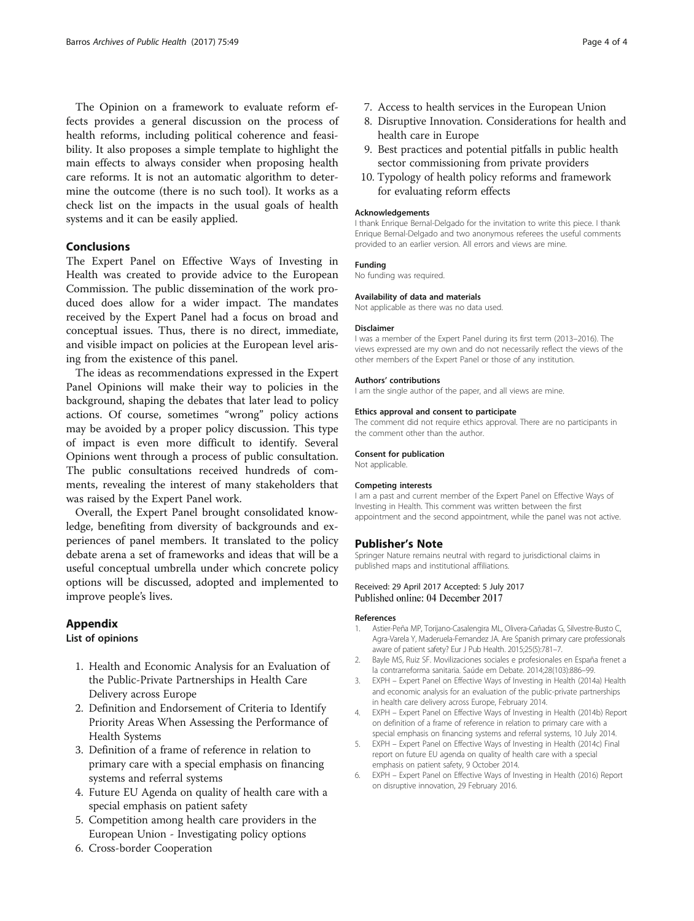The Opinion on a framework to evaluate reform effects provides a general discussion on the process of health reforms, including political coherence and feasibility. It also proposes a simple template to highlight the main effects to always consider when proposing health care reforms. It is not an automatic algorithm to determine the outcome (there is no such tool). It works as a check list on the impacts in the usual goals of health systems and it can be easily applied.

## Conclusions

The Expert Panel on Effective Ways of Investing in Health was created to provide advice to the European Commission. The public dissemination of the work produced does allow for a wider impact. The mandates received by the Expert Panel had a focus on broad and conceptual issues. Thus, there is no direct, immediate, and visible impact on policies at the European level arising from the existence of this panel.

The ideas as recommendations expressed in the Expert Panel Opinions will make their way to policies in the background, shaping the debates that later lead to policy actions. Of course, sometimes "wrong" policy actions may be avoided by a proper policy discussion. This type of impact is even more difficult to identify. Several Opinions went through a process of public consultation. The public consultations received hundreds of comments, revealing the interest of many stakeholders that was raised by the Expert Panel work.

Overall, the Expert Panel brought consolidated knowledge, benefiting from diversity of backgrounds and experiences of panel members. It translated to the policy debate arena a set of frameworks and ideas that will be a useful conceptual umbrella under which concrete policy options will be discussed, adopted and implemented to improve people's lives.

## Appendix

### List of opinions

1. Health and Economic Analysis for an Evaluation of the Public-Private Partnerships in Health Care Delivery across Europe
2. Definition and Endorsement of Criteria to Identify Priority Areas When Assessing the Performance of Health Systems
3. Definition of a frame of reference in relation to primary care with a special emphasis on financing systems and referral systems
4. Future EU Agenda on quality of health care with a special emphasis on patient safety
5. Competition among health care providers in the European Union - Investigating policy options
6. Cross-border Cooperation
7. Access to health services in the European Union
8. Disruptive Innovation. Considerations for health and health care in Europe
9. Best practices and potential pitfalls in public health sector commissioning from private providers
10. Typology of health policy reforms and framework for evaluating reform effects

#### Acknowledgements

I thank Enrique Bernal-Delgado for the invitation to write this piece. I thank Enrique Bernal-Delgado and two anonymous referees the useful comments provided to an earlier version. All errors and views are mine.

#### Funding

No funding was required.

#### Availability of data and materials

Not applicable as there was no data used.

#### Disclaimer

I was a member of the Expert Panel during its first term (2013–2016). The views expressed are my own and do not necessarily reflect the views of the other members of the Expert Panel or those of any institution.

#### Authors' contributions

I am the single author of the paper, and all views are mine.

#### Ethics approval and consent to participate

The comment did not require ethics approval. There are no participants in the comment other than the author.

#### Consent for publication

Not applicable.

#### Competing interests

I am a past and current member of the Expert Panel on Effective Ways of Investing in Health. This comment was written between the first appointment and the second appointment, while the panel was not active.

### Publisher's Note

Springer Nature remains neutral with regard to jurisdictional claims in published maps and institutional affiliations.

Received: 29 April 2017 Accepted: 5 July 2017
Published online: 04 December 2017

#### References

1. Astier-Peña MP, Torijano-Casalengira ML, Olivera-Cañadas G, Silvestre-Busto C, Agra-Varela Y, Maderuela-Fernandez JA. Are Spanish primary care professionals aware of patient safety? Eur J Pub Health. 2015;25(5):781–7.
2. Bayle MS, Ruiz SF. Movilizaciones sociales e profesionales en España frenet a la contrarreforma sanitaria. Saúde em Debate. 2014;28(103):886–99.
3. EXPH – Expert Panel on Effective Ways of Investing in Health (2014a) Health and economic analysis for an evaluation of the public-private partnerships in health care delivery across Europe, February 2014.
4. EXPH – Expert Panel on Effective Ways of Investing in Health (2014b) Report on definition of a frame of reference in relation to primary care with a special emphasis on financing systems and referral systems, 10 July 2014.
5. EXPH – Expert Panel on Effective Ways of Investing in Health (2014c) Final report on future EU agenda on quality of health care with a special emphasis on patient safety, 9 October 2014.
6. EXPH – Expert Panel on Effective Ways of Investing in Health (2016) Report on disruptive innovation, 29 February 2016.